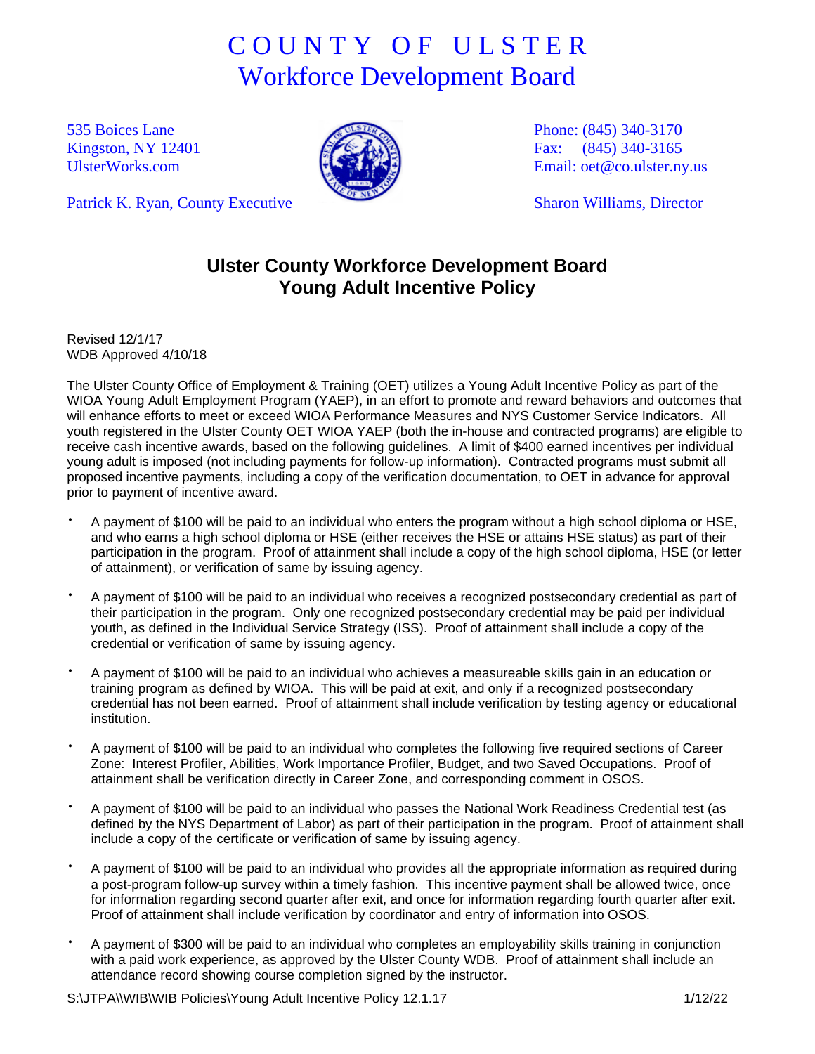# COUNTY OF ULSTER
## Workforce Development Board

535 Boices Lane
Kingston, NY 12401
UlsterWorks.com

Patrick K. Ryan, County Executive

Phone: (845) 340-3170
Fax: (845) 340-3165
Email: oet@co.ulster.ny.us

Sharon Williams, Director

## Ulster County Workforce Development Board
## Young Adult Incentive Policy

Revised 12/1/17
WDB Approved 4/10/18

The Ulster County Office of Employment & Training (OET) utilizes a Young Adult Incentive Policy as part of the WIOA Young Adult Employment Program (YAEP), in an effort to promote and reward behaviors and outcomes that will enhance efforts to meet or exceed WIOA Performance Measures and NYS Customer Service Indicators. All youth registered in the Ulster County OET WIOA YAEP (both the in-house and contracted programs) are eligible to receive cash incentive awards, based on the following guidelines. A limit of $400 earned incentives per individual young adult is imposed (not including payments for follow-up information). Contracted programs must submit all proposed incentive payments, including a copy of the verification documentation, to OET in advance for approval prior to payment of incentive award.

- A payment of $100 will be paid to an individual who enters the program without a high school diploma or HSE, and who earns a high school diploma or HSE (either receives the HSE or attains HSE status) as part of their participation in the program. Proof of attainment shall include a copy of the high school diploma, HSE (or letter of attainment), or verification of same by issuing agency.

- A payment of $100 will be paid to an individual who receives a recognized postsecondary credential as part of their participation in the program. Only one recognized postsecondary credential may be paid per individual youth, as defined in the Individual Service Strategy (ISS). Proof of attainment shall include a copy of the credential or verification of same by issuing agency.

- A payment of $100 will be paid to an individual who achieves a measureable skills gain in an education or training program as defined by WIOA. This will be paid at exit, and only if a recognized postsecondary credential has not been earned. Proof of attainment shall include verification by testing agency or educational institution.

- A payment of $100 will be paid to an individual who completes the following five required sections of Career Zone: Interest Profiler, Abilities, Work Importance Profiler, Budget, and two Saved Occupations. Proof of attainment shall be verification directly in Career Zone, and corresponding comment in OSOS.

- A payment of $100 will be paid to an individual who passes the National Work Readiness Credential test (as defined by the NYS Department of Labor) as part of their participation in the program. Proof of attainment shall include a copy of the certificate or verification of same by issuing agency.

- A payment of $100 will be paid to an individual who provides all the appropriate information as required during a post-program follow-up survey within a timely fashion. This incentive payment shall be allowed twice, once for information regarding second quarter after exit, and once for information regarding fourth quarter after exit. Proof of attainment shall include verification by coordinator and entry of information into OSOS.

- A payment of $300 will be paid to an individual who completes an employability skills training in conjunction with a paid work experience, as approved by the Ulster County WDB. Proof of attainment shall include an attendance record showing course completion signed by the instructor.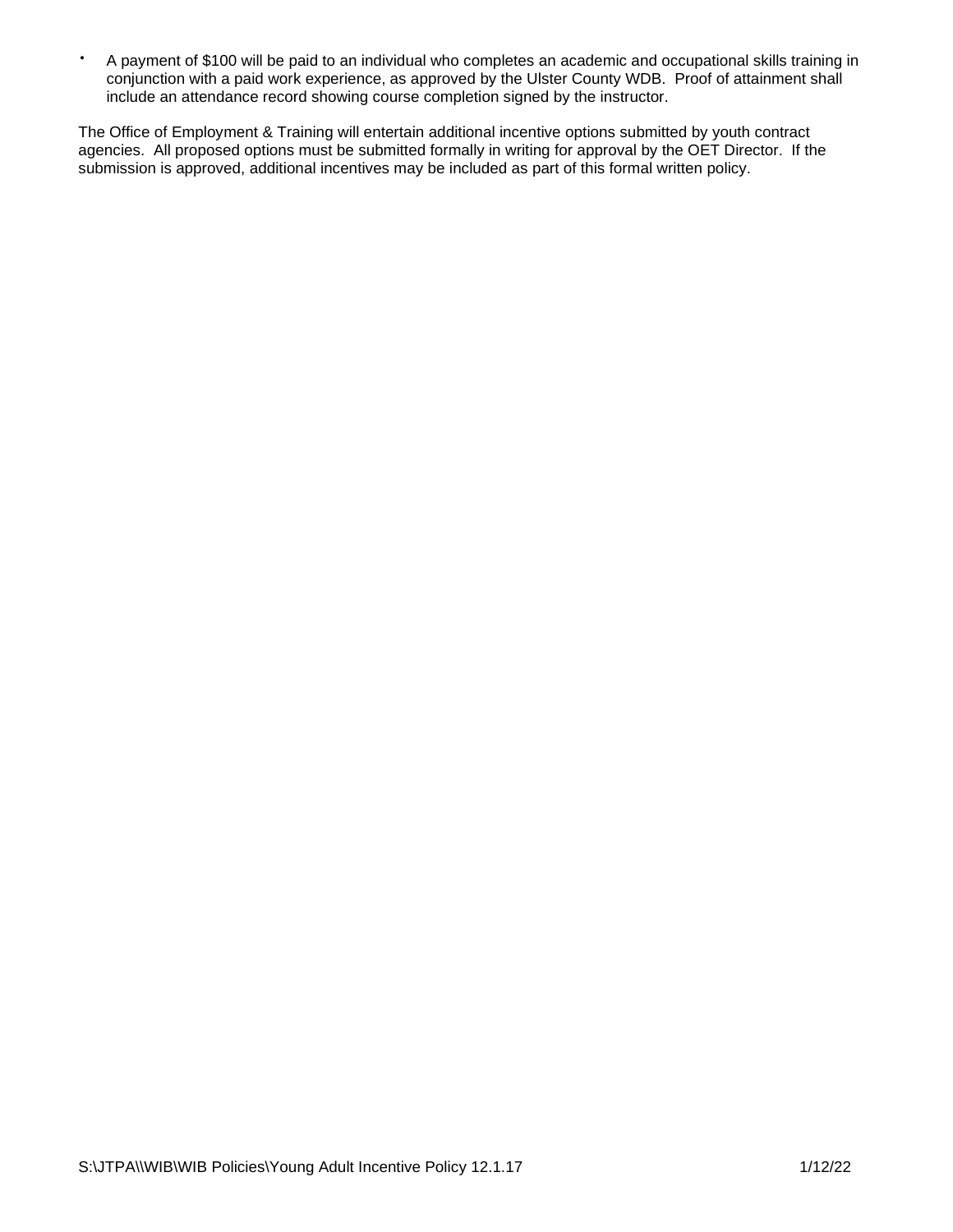- A payment of $100 will be paid to an individual who completes an academic and occupational skills training in conjunction with a paid work experience, as approved by the Ulster County WDB. Proof of attainment shall include an attendance record showing course completion signed by the instructor.

The Office of Employment & Training will entertain additional incentive options submitted by youth contract agencies. All proposed options must be submitted formally in writing for approval by the OET Director. If the submission is approved, additional incentives may be included as part of this formal written policy.